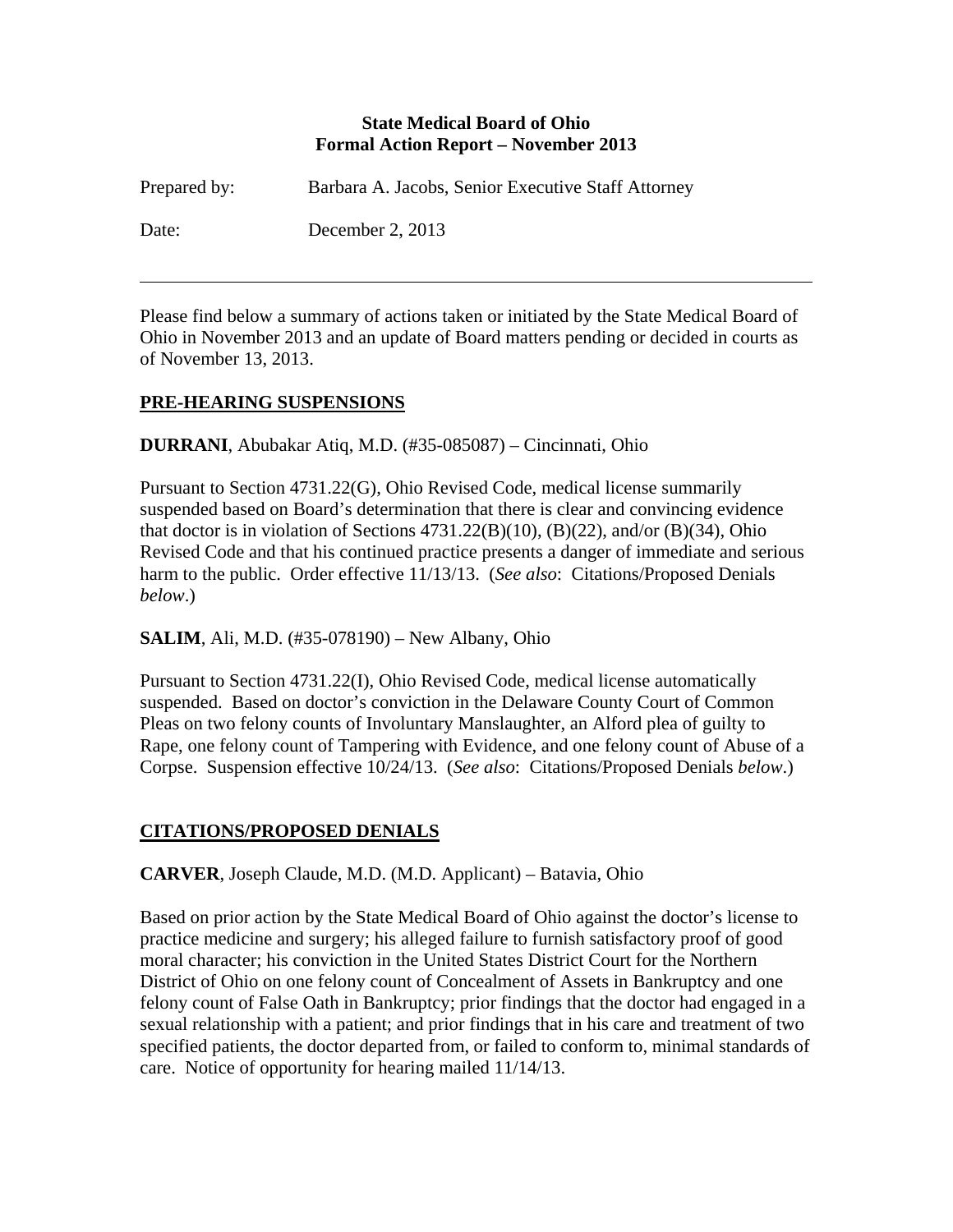**State Medical Board of Ohio**
**Formal Action Report – November 2013**

Prepared by: Barbara A. Jacobs, Senior Executive Staff Attorney

Date: December 2, 2013

---

Please find below a summary of actions taken or initiated by the State Medical Board of Ohio in November 2013 and an update of Board matters pending or decided in courts as of November 13, 2013.

## PRE-HEARING SUSPENSIONS

**DURRANI**, Abubakar Atiq, M.D. (#35-085087) – Cincinnati, Ohio

Pursuant to Section 4731.22(G), Ohio Revised Code, medical license summarily suspended based on Board's determination that there is clear and convincing evidence that doctor is in violation of Sections 4731.22(B)(10), (B)(22), and/or (B)(34), Ohio Revised Code and that his continued practice presents a danger of immediate and serious harm to the public. Order effective 11/13/13. (*See also*: Citations/Proposed Denials *below*.)

**SALIM**, Ali, M.D. (#35-078190) – New Albany, Ohio

Pursuant to Section 4731.22(I), Ohio Revised Code, medical license automatically suspended. Based on doctor's conviction in the Delaware County Court of Common Pleas on two felony counts of Involuntary Manslaughter, an Alford plea of guilty to Rape, one felony count of Tampering with Evidence, and one felony count of Abuse of a Corpse. Suspension effective 10/24/13. (*See also*: Citations/Proposed Denials *below*.)

## CITATIONS/PROPOSED DENIALS

**CARVER**, Joseph Claude, M.D. (M.D. Applicant) – Batavia, Ohio

Based on prior action by the State Medical Board of Ohio against the doctor's license to practice medicine and surgery; his alleged failure to furnish satisfactory proof of good moral character; his conviction in the United States District Court for the Northern District of Ohio on one felony count of Concealment of Assets in Bankruptcy and one felony count of False Oath in Bankruptcy; prior findings that the doctor had engaged in a sexual relationship with a patient; and prior findings that in his care and treatment of two specified patients, the doctor departed from, or failed to conform to, minimal standards of care. Notice of opportunity for hearing mailed 11/14/13.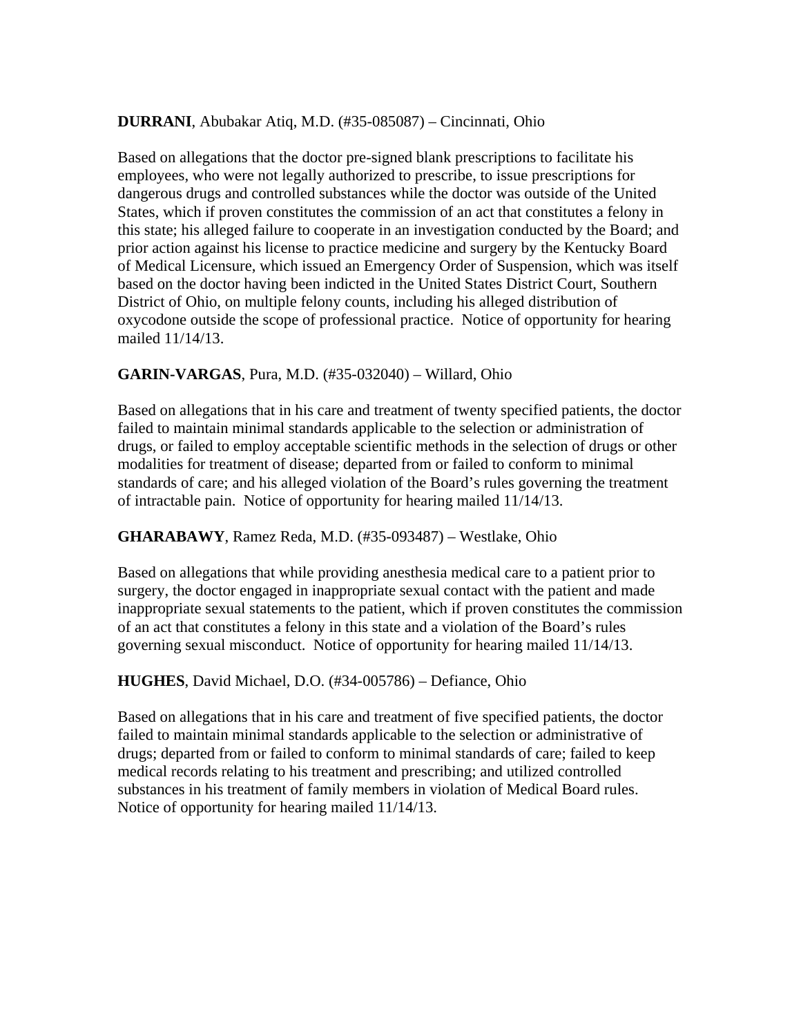**DURRANI**, Abubakar Atiq, M.D. (#35-085087) – Cincinnati, Ohio

Based on allegations that the doctor pre-signed blank prescriptions to facilitate his employees, who were not legally authorized to prescribe, to issue prescriptions for dangerous drugs and controlled substances while the doctor was outside of the United States, which if proven constitutes the commission of an act that constitutes a felony in this state; his alleged failure to cooperate in an investigation conducted by the Board; and prior action against his license to practice medicine and surgery by the Kentucky Board of Medical Licensure, which issued an Emergency Order of Suspension, which was itself based on the doctor having been indicted in the United States District Court, Southern District of Ohio, on multiple felony counts, including his alleged distribution of oxycodone outside the scope of professional practice. Notice of opportunity for hearing mailed 11/14/13.

**GARIN-VARGAS**, Pura, M.D. (#35-032040) – Willard, Ohio

Based on allegations that in his care and treatment of twenty specified patients, the doctor failed to maintain minimal standards applicable to the selection or administration of drugs, or failed to employ acceptable scientific methods in the selection of drugs or other modalities for treatment of disease; departed from or failed to conform to minimal standards of care; and his alleged violation of the Board's rules governing the treatment of intractable pain. Notice of opportunity for hearing mailed 11/14/13.

**GHARABAWY**, Ramez Reda, M.D. (#35-093487) – Westlake, Ohio

Based on allegations that while providing anesthesia medical care to a patient prior to surgery, the doctor engaged in inappropriate sexual contact with the patient and made inappropriate sexual statements to the patient, which if proven constitutes the commission of an act that constitutes a felony in this state and a violation of the Board's rules governing sexual misconduct. Notice of opportunity for hearing mailed 11/14/13.

**HUGHES**, David Michael, D.O. (#34-005786) – Defiance, Ohio

Based on allegations that in his care and treatment of five specified patients, the doctor failed to maintain minimal standards applicable to the selection or administrative of drugs; departed from or failed to conform to minimal standards of care; failed to keep medical records relating to his treatment and prescribing; and utilized controlled substances in his treatment of family members in violation of Medical Board rules. Notice of opportunity for hearing mailed 11/14/13.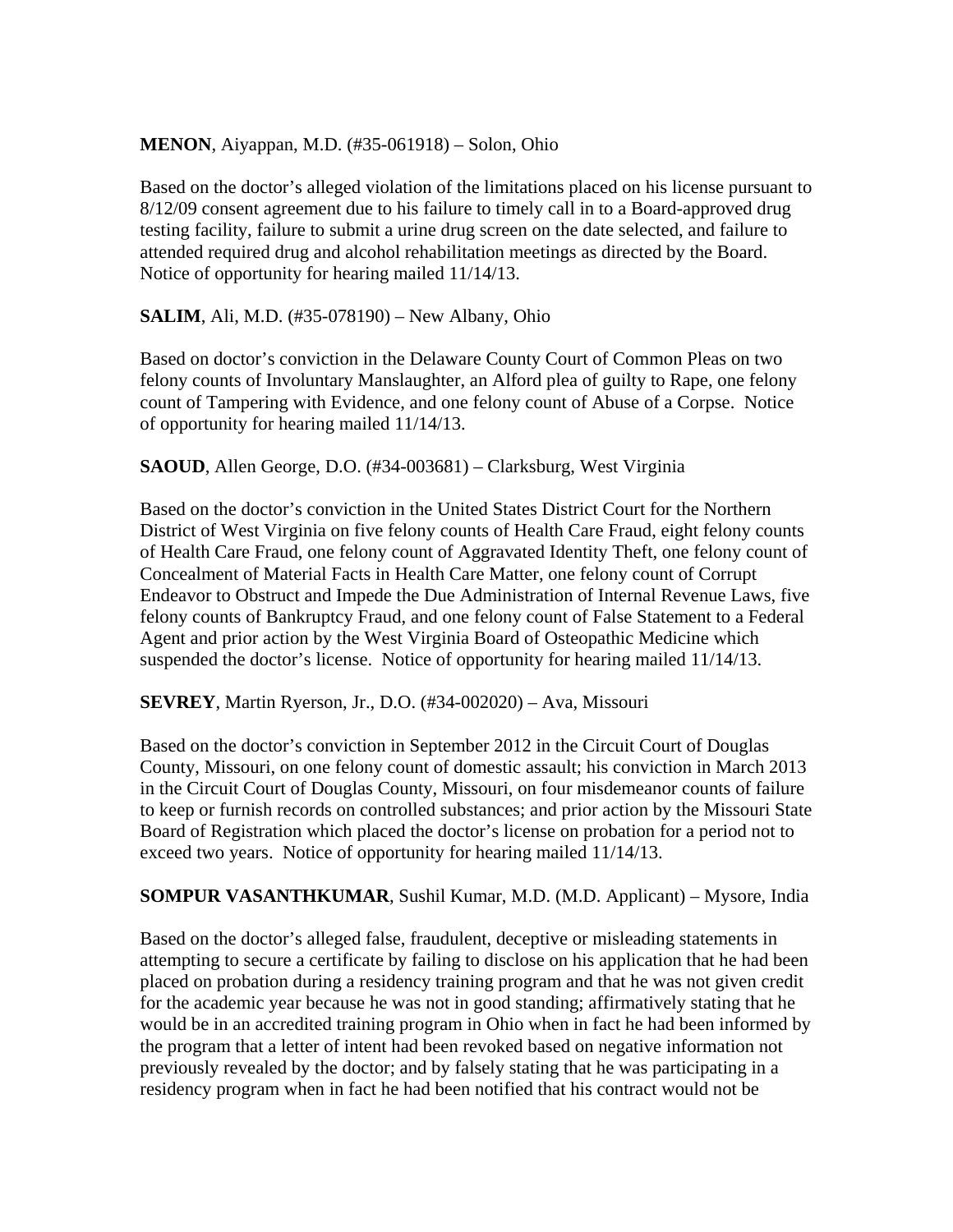**MENON**, Aiyappan, M.D. (#35-061918) – Solon, Ohio

Based on the doctor's alleged violation of the limitations placed on his license pursuant to 8/12/09 consent agreement due to his failure to timely call in to a Board-approved drug testing facility, failure to submit a urine drug screen on the date selected, and failure to attended required drug and alcohol rehabilitation meetings as directed by the Board. Notice of opportunity for hearing mailed 11/14/13.

**SALIM**, Ali, M.D. (#35-078190) – New Albany, Ohio

Based on doctor's conviction in the Delaware County Court of Common Pleas on two felony counts of Involuntary Manslaughter, an Alford plea of guilty to Rape, one felony count of Tampering with Evidence, and one felony count of Abuse of a Corpse. Notice of opportunity for hearing mailed 11/14/13.

**SAOUD**, Allen George, D.O. (#34-003681) – Clarksburg, West Virginia

Based on the doctor's conviction in the United States District Court for the Northern District of West Virginia on five felony counts of Health Care Fraud, eight felony counts of Health Care Fraud, one felony count of Aggravated Identity Theft, one felony count of Concealment of Material Facts in Health Care Matter, one felony count of Corrupt Endeavor to Obstruct and Impede the Due Administration of Internal Revenue Laws, five felony counts of Bankruptcy Fraud, and one felony count of False Statement to a Federal Agent and prior action by the West Virginia Board of Osteopathic Medicine which suspended the doctor's license. Notice of opportunity for hearing mailed 11/14/13.

**SEVREY**, Martin Ryerson, Jr., D.O. (#34-002020) – Ava, Missouri

Based on the doctor's conviction in September 2012 in the Circuit Court of Douglas County, Missouri, on one felony count of domestic assault; his conviction in March 2013 in the Circuit Court of Douglas County, Missouri, on four misdemeanor counts of failure to keep or furnish records on controlled substances; and prior action by the Missouri State Board of Registration which placed the doctor's license on probation for a period not to exceed two years. Notice of opportunity for hearing mailed 11/14/13.

**SOMPUR VASANTHKUMAR**, Sushil Kumar, M.D. (M.D. Applicant) – Mysore, India

Based on the doctor's alleged false, fraudulent, deceptive or misleading statements in attempting to secure a certificate by failing to disclose on his application that he had been placed on probation during a residency training program and that he was not given credit for the academic year because he was not in good standing; affirmatively stating that he would be in an accredited training program in Ohio when in fact he had been informed by the program that a letter of intent had been revoked based on negative information not previously revealed by the doctor; and by falsely stating that he was participating in a residency program when in fact he had been notified that his contract would not be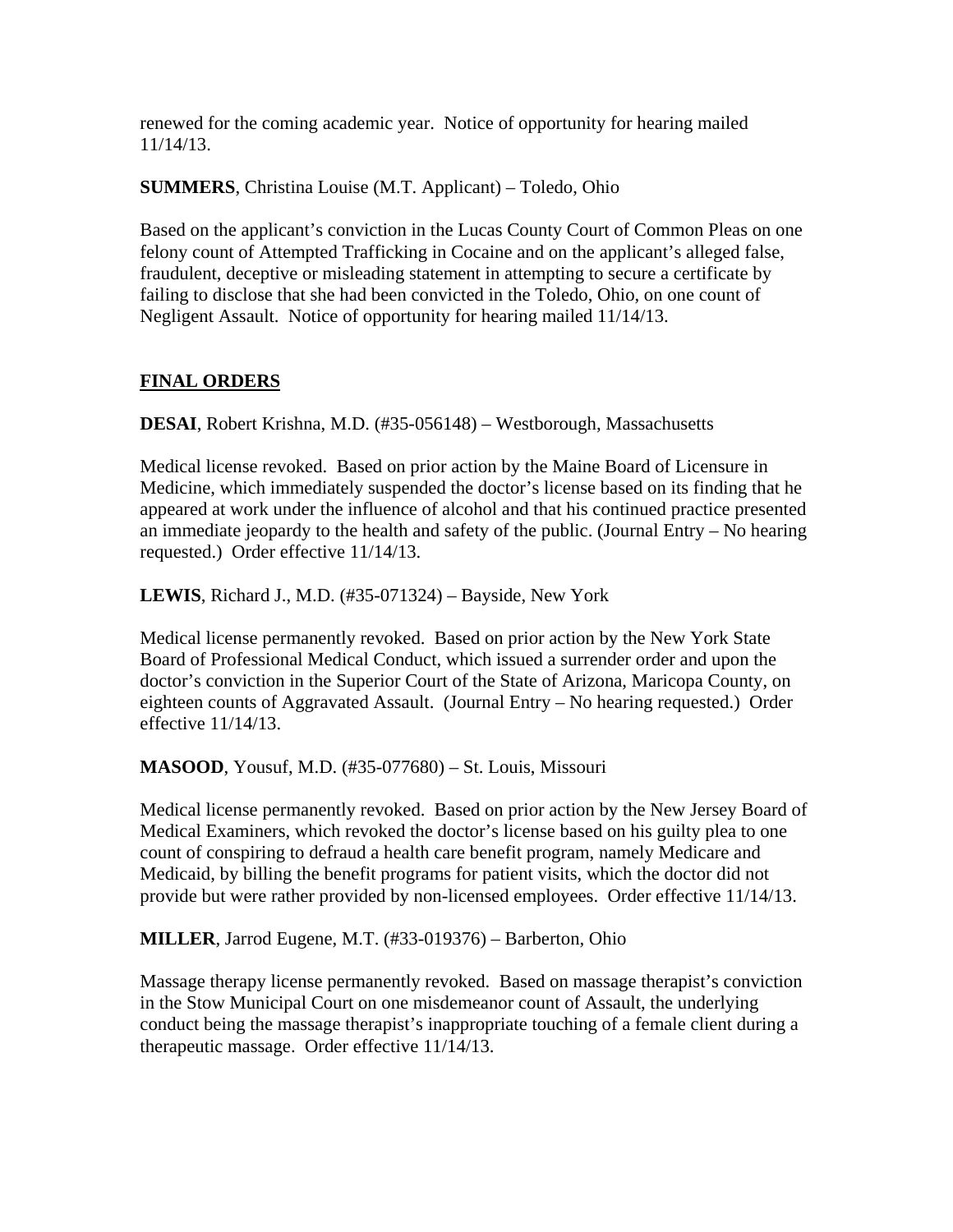renewed for the coming academic year. Notice of opportunity for hearing mailed 11/14/13.

**SUMMERS**, Christina Louise (M.T. Applicant) – Toledo, Ohio

Based on the applicant's conviction in the Lucas County Court of Common Pleas on one felony count of Attempted Trafficking in Cocaine and on the applicant's alleged false, fraudulent, deceptive or misleading statement in attempting to secure a certificate by failing to disclose that she had been convicted in the Toledo, Ohio, on one count of Negligent Assault. Notice of opportunity for hearing mailed 11/14/13.

## **FINAL ORDERS**

**DESAI**, Robert Krishna, M.D. (#35-056148) – Westborough, Massachusetts

Medical license revoked. Based on prior action by the Maine Board of Licensure in Medicine, which immediately suspended the doctor's license based on its finding that he appeared at work under the influence of alcohol and that his continued practice presented an immediate jeopardy to the health and safety of the public. (Journal Entry – No hearing requested.) Order effective 11/14/13.

**LEWIS**, Richard J., M.D. (#35-071324) – Bayside, New York

Medical license permanently revoked. Based on prior action by the New York State Board of Professional Medical Conduct, which issued a surrender order and upon the doctor's conviction in the Superior Court of the State of Arizona, Maricopa County, on eighteen counts of Aggravated Assault. (Journal Entry – No hearing requested.) Order effective 11/14/13.

**MASOOD**, Yousuf, M.D. (#35-077680) – St. Louis, Missouri

Medical license permanently revoked. Based on prior action by the New Jersey Board of Medical Examiners, which revoked the doctor's license based on his guilty plea to one count of conspiring to defraud a health care benefit program, namely Medicare and Medicaid, by billing the benefit programs for patient visits, which the doctor did not provide but were rather provided by non-licensed employees. Order effective 11/14/13.

**MILLER**, Jarrod Eugene, M.T. (#33-019376) – Barberton, Ohio

Massage therapy license permanently revoked. Based on massage therapist's conviction in the Stow Municipal Court on one misdemeanor count of Assault, the underlying conduct being the massage therapist's inappropriate touching of a female client during a therapeutic massage. Order effective 11/14/13.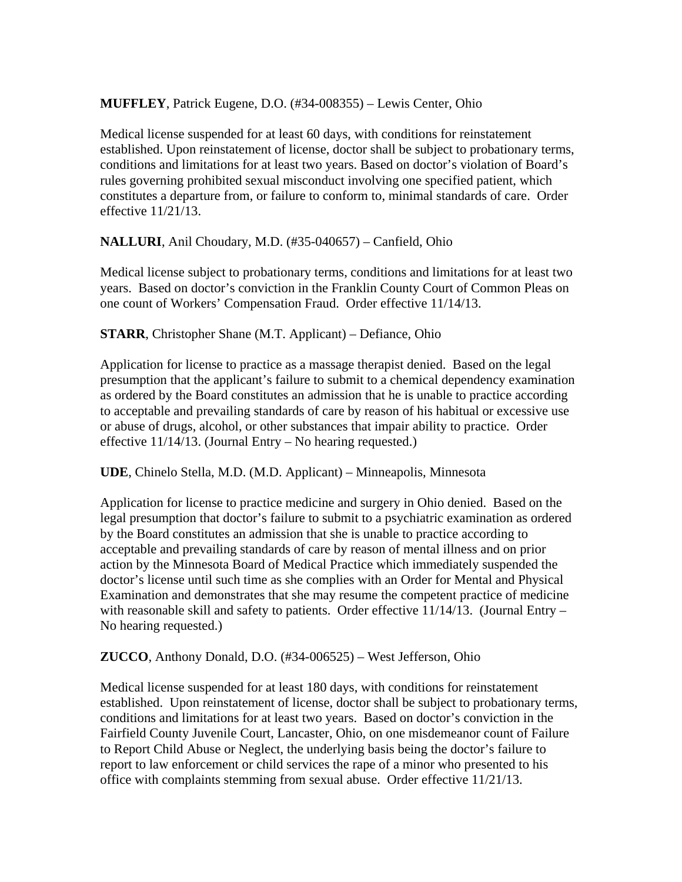**MUFFLEY**, Patrick Eugene, D.O. (#34-008355) – Lewis Center, Ohio

Medical license suspended for at least 60 days, with conditions for reinstatement established. Upon reinstatement of license, doctor shall be subject to probationary terms, conditions and limitations for at least two years. Based on doctor's violation of Board's rules governing prohibited sexual misconduct involving one specified patient, which constitutes a departure from, or failure to conform to, minimal standards of care. Order effective 11/21/13.

**NALLURI**, Anil Choudary, M.D. (#35-040657) – Canfield, Ohio

Medical license subject to probationary terms, conditions and limitations for at least two years. Based on doctor's conviction in the Franklin County Court of Common Pleas on one count of Workers' Compensation Fraud. Order effective 11/14/13.

**STARR**, Christopher Shane (M.T. Applicant) – Defiance, Ohio

Application for license to practice as a massage therapist denied. Based on the legal presumption that the applicant's failure to submit to a chemical dependency examination as ordered by the Board constitutes an admission that he is unable to practice according to acceptable and prevailing standards of care by reason of his habitual or excessive use or abuse of drugs, alcohol, or other substances that impair ability to practice. Order effective 11/14/13. (Journal Entry – No hearing requested.)

**UDE**, Chinelo Stella, M.D. (M.D. Applicant) – Minneapolis, Minnesota

Application for license to practice medicine and surgery in Ohio denied. Based on the legal presumption that doctor's failure to submit to a psychiatric examination as ordered by the Board constitutes an admission that she is unable to practice according to acceptable and prevailing standards of care by reason of mental illness and on prior action by the Minnesota Board of Medical Practice which immediately suspended the doctor's license until such time as she complies with an Order for Mental and Physical Examination and demonstrates that she may resume the competent practice of medicine with reasonable skill and safety to patients. Order effective 11/14/13. (Journal Entry – No hearing requested.)

**ZUCCO**, Anthony Donald, D.O. (#34-006525) – West Jefferson, Ohio

Medical license suspended for at least 180 days, with conditions for reinstatement established. Upon reinstatement of license, doctor shall be subject to probationary terms, conditions and limitations for at least two years. Based on doctor's conviction in the Fairfield County Juvenile Court, Lancaster, Ohio, on one misdemeanor count of Failure to Report Child Abuse or Neglect, the underlying basis being the doctor's failure to report to law enforcement or child services the rape of a minor who presented to his office with complaints stemming from sexual abuse. Order effective 11/21/13.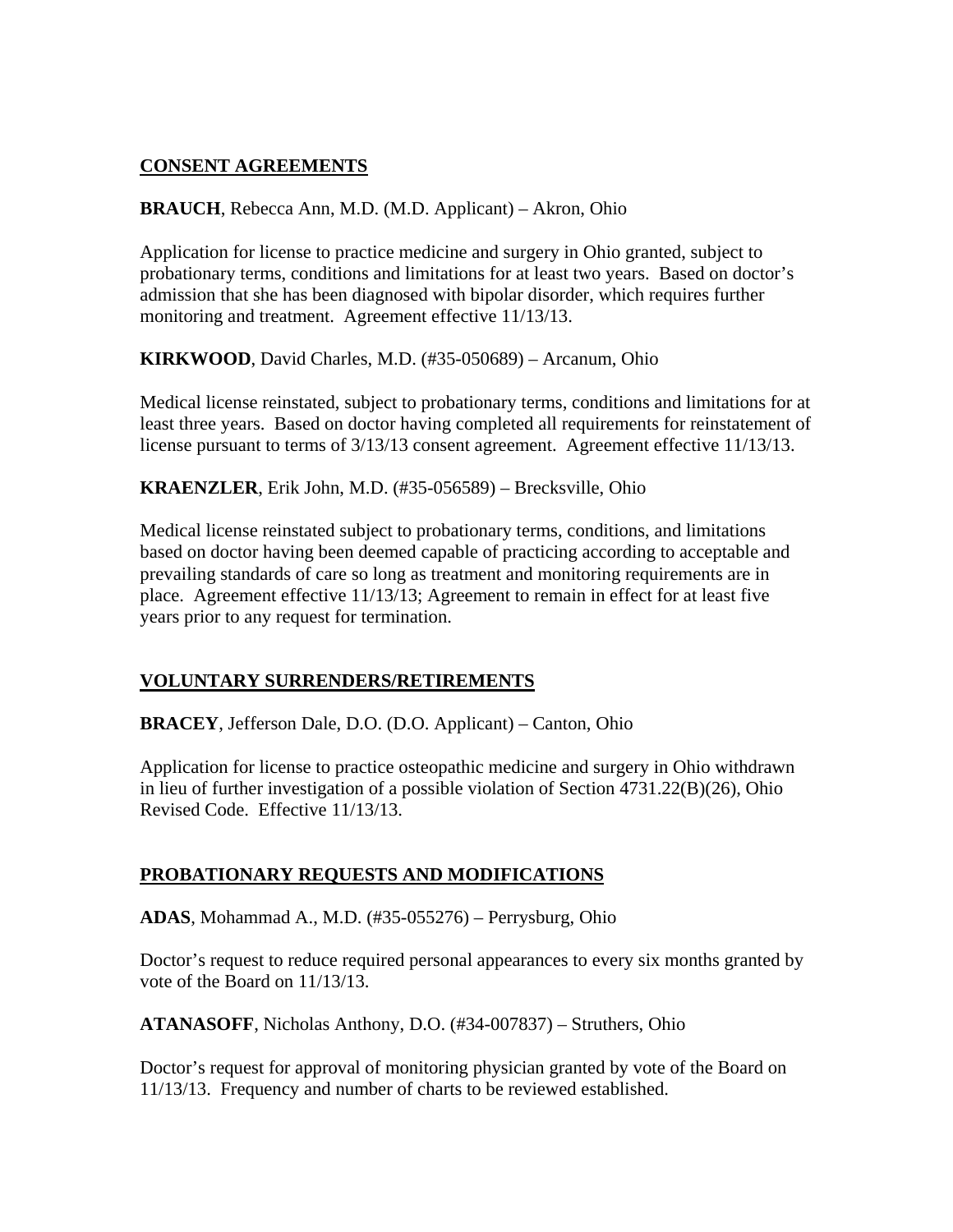## CONSENT AGREEMENTS

**BRAUCH**, Rebecca Ann, M.D. (M.D. Applicant) – Akron, Ohio

Application for license to practice medicine and surgery in Ohio granted, subject to probationary terms, conditions and limitations for at least two years. Based on doctor's admission that she has been diagnosed with bipolar disorder, which requires further monitoring and treatment. Agreement effective 11/13/13.

**KIRKWOOD**, David Charles, M.D. (#35-050689) – Arcanum, Ohio

Medical license reinstated, subject to probationary terms, conditions and limitations for at least three years. Based on doctor having completed all requirements for reinstatement of license pursuant to terms of 3/13/13 consent agreement. Agreement effective 11/13/13.

**KRAENZLER**, Erik John, M.D. (#35-056589) – Brecksville, Ohio

Medical license reinstated subject to probationary terms, conditions, and limitations based on doctor having been deemed capable of practicing according to acceptable and prevailing standards of care so long as treatment and monitoring requirements are in place. Agreement effective 11/13/13; Agreement to remain in effect for at least five years prior to any request for termination.

## VOLUNTARY SURRENDERS/RETIREMENTS

**BRACEY**, Jefferson Dale, D.O. (D.O. Applicant) – Canton, Ohio

Application for license to practice osteopathic medicine and surgery in Ohio withdrawn in lieu of further investigation of a possible violation of Section 4731.22(B)(26), Ohio Revised Code. Effective 11/13/13.

## PROBATIONARY REQUESTS AND MODIFICATIONS

**ADAS**, Mohammad A., M.D. (#35-055276) – Perrysburg, Ohio

Doctor's request to reduce required personal appearances to every six months granted by vote of the Board on 11/13/13.

**ATANASOFF**, Nicholas Anthony, D.O. (#34-007837) – Struthers, Ohio

Doctor's request for approval of monitoring physician granted by vote of the Board on 11/13/13. Frequency and number of charts to be reviewed established.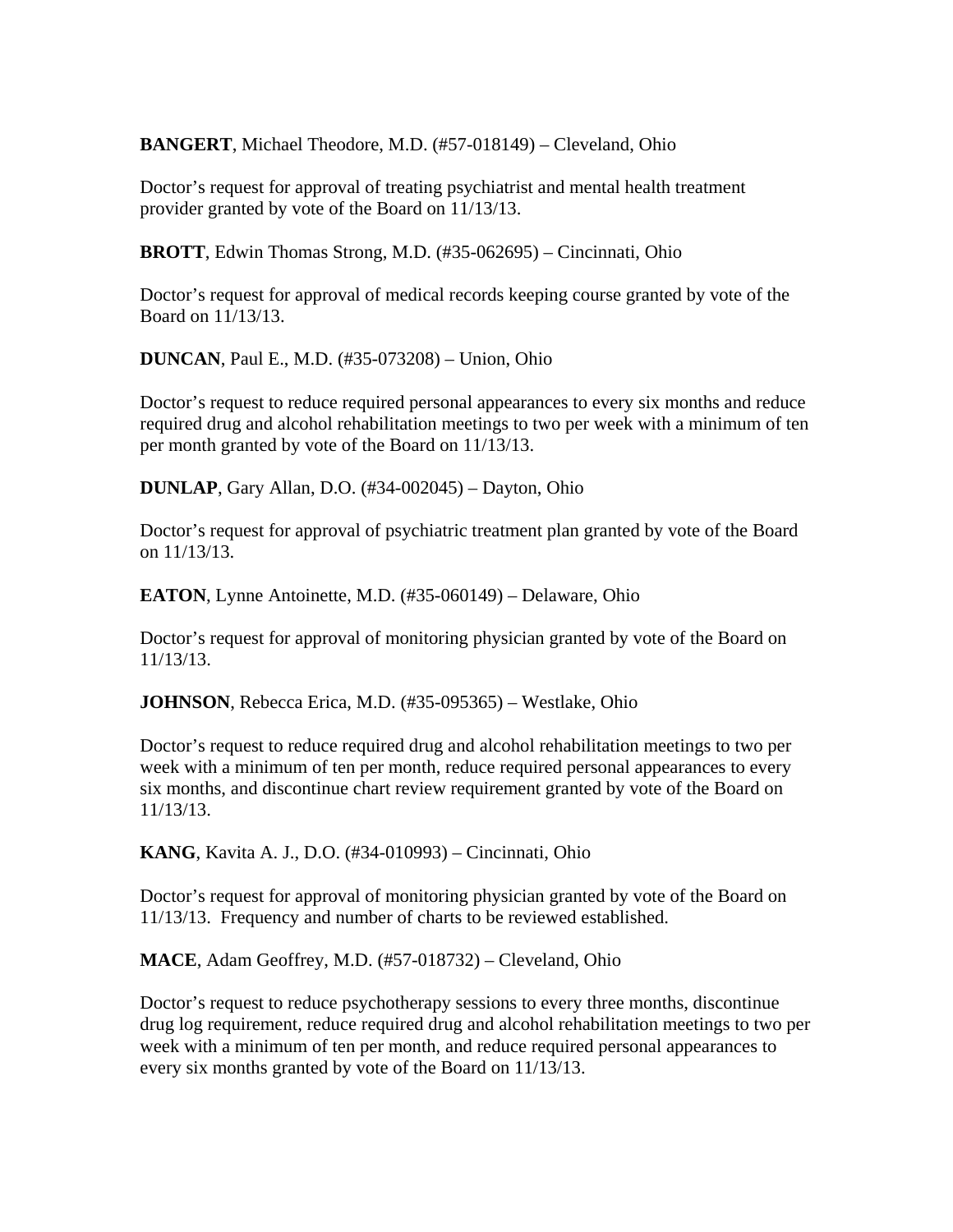**BANGERT**, Michael Theodore, M.D. (#57-018149) – Cleveland, Ohio

Doctor's request for approval of treating psychiatrist and mental health treatment provider granted by vote of the Board on 11/13/13.

**BROTT**, Edwin Thomas Strong, M.D. (#35-062695) – Cincinnati, Ohio

Doctor's request for approval of medical records keeping course granted by vote of the Board on 11/13/13.

**DUNCAN**, Paul E., M.D. (#35-073208) – Union, Ohio

Doctor's request to reduce required personal appearances to every six months and reduce required drug and alcohol rehabilitation meetings to two per week with a minimum of ten per month granted by vote of the Board on 11/13/13.

**DUNLAP**, Gary Allan, D.O. (#34-002045) – Dayton, Ohio

Doctor's request for approval of psychiatric treatment plan granted by vote of the Board on 11/13/13.

**EATON**, Lynne Antoinette, M.D. (#35-060149) – Delaware, Ohio

Doctor's request for approval of monitoring physician granted by vote of the Board on 11/13/13.

**JOHNSON**, Rebecca Erica, M.D. (#35-095365) – Westlake, Ohio

Doctor's request to reduce required drug and alcohol rehabilitation meetings to two per week with a minimum of ten per month, reduce required personal appearances to every six months, and discontinue chart review requirement granted by vote of the Board on 11/13/13.

**KANG**, Kavita A. J., D.O. (#34-010993) – Cincinnati, Ohio

Doctor's request for approval of monitoring physician granted by vote of the Board on 11/13/13. Frequency and number of charts to be reviewed established.

**MACE**, Adam Geoffrey, M.D. (#57-018732) – Cleveland, Ohio

Doctor's request to reduce psychotherapy sessions to every three months, discontinue drug log requirement, reduce required drug and alcohol rehabilitation meetings to two per week with a minimum of ten per month, and reduce required personal appearances to every six months granted by vote of the Board on 11/13/13.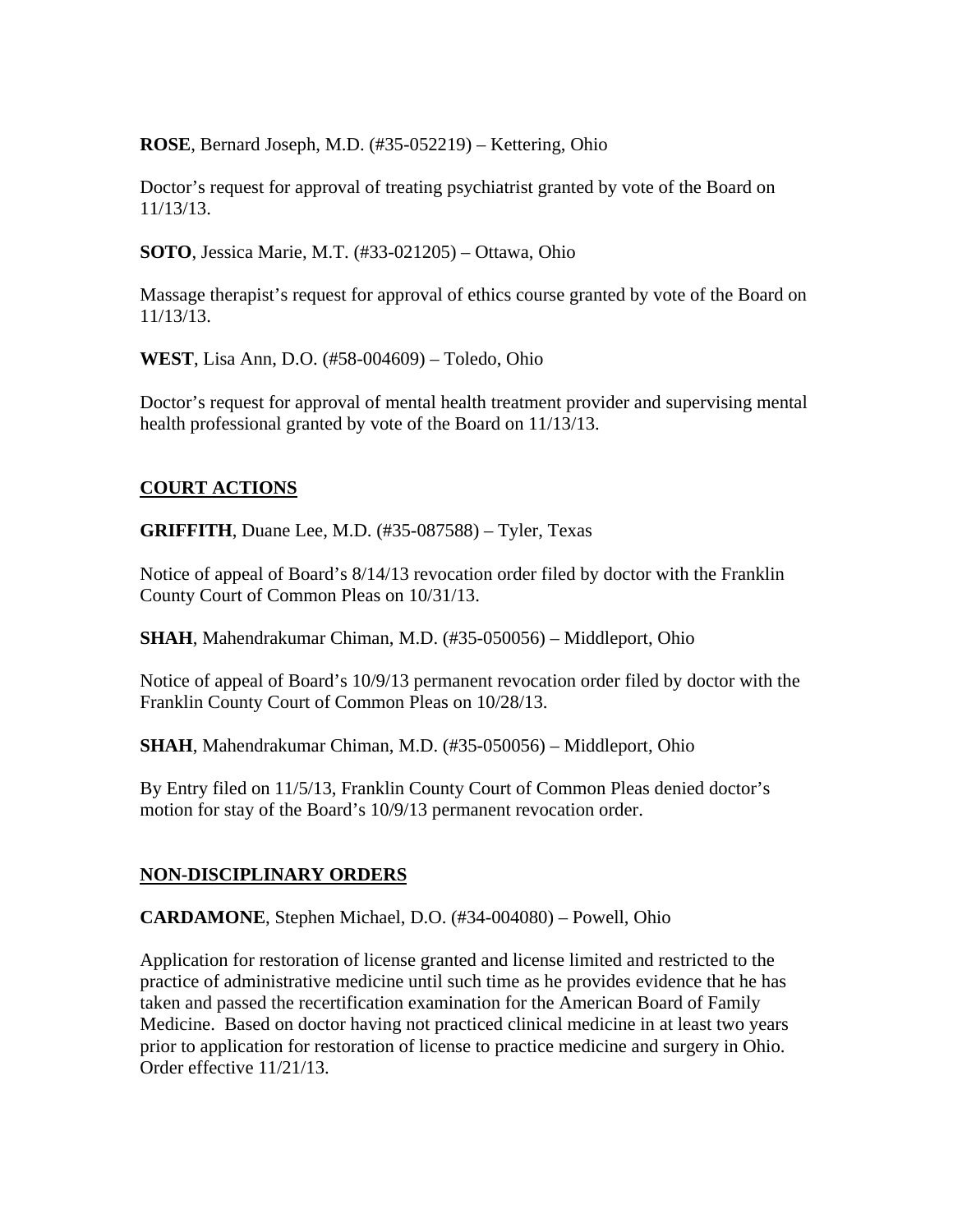**ROSE**, Bernard Joseph, M.D. (#35-052219) – Kettering, Ohio

Doctor's request for approval of treating psychiatrist granted by vote of the Board on 11/13/13.

**SOTO**, Jessica Marie, M.T. (#33-021205) – Ottawa, Ohio

Massage therapist's request for approval of ethics course granted by vote of the Board on 11/13/13.

**WEST**, Lisa Ann, D.O. (#58-004609) – Toledo, Ohio

Doctor's request for approval of mental health treatment provider and supervising mental health professional granted by vote of the Board on 11/13/13.

## COURT ACTIONS

**GRIFFITH**, Duane Lee, M.D. (#35-087588) – Tyler, Texas

Notice of appeal of Board's 8/14/13 revocation order filed by doctor with the Franklin County Court of Common Pleas on 10/31/13.

**SHAH**, Mahendrakumar Chiman, M.D. (#35-050056) – Middleport, Ohio

Notice of appeal of Board's 10/9/13 permanent revocation order filed by doctor with the Franklin County Court of Common Pleas on 10/28/13.

**SHAH**, Mahendrakumar Chiman, M.D. (#35-050056) – Middleport, Ohio

By Entry filed on 11/5/13, Franklin County Court of Common Pleas denied doctor's motion for stay of the Board's 10/9/13 permanent revocation order.

## NON-DISCIPLINARY ORDERS

**CARDAMONE**, Stephen Michael, D.O. (#34-004080) – Powell, Ohio

Application for restoration of license granted and license limited and restricted to the practice of administrative medicine until such time as he provides evidence that he has taken and passed the recertification examination for the American Board of Family Medicine. Based on doctor having not practiced clinical medicine in at least two years prior to application for restoration of license to practice medicine and surgery in Ohio. Order effective 11/21/13.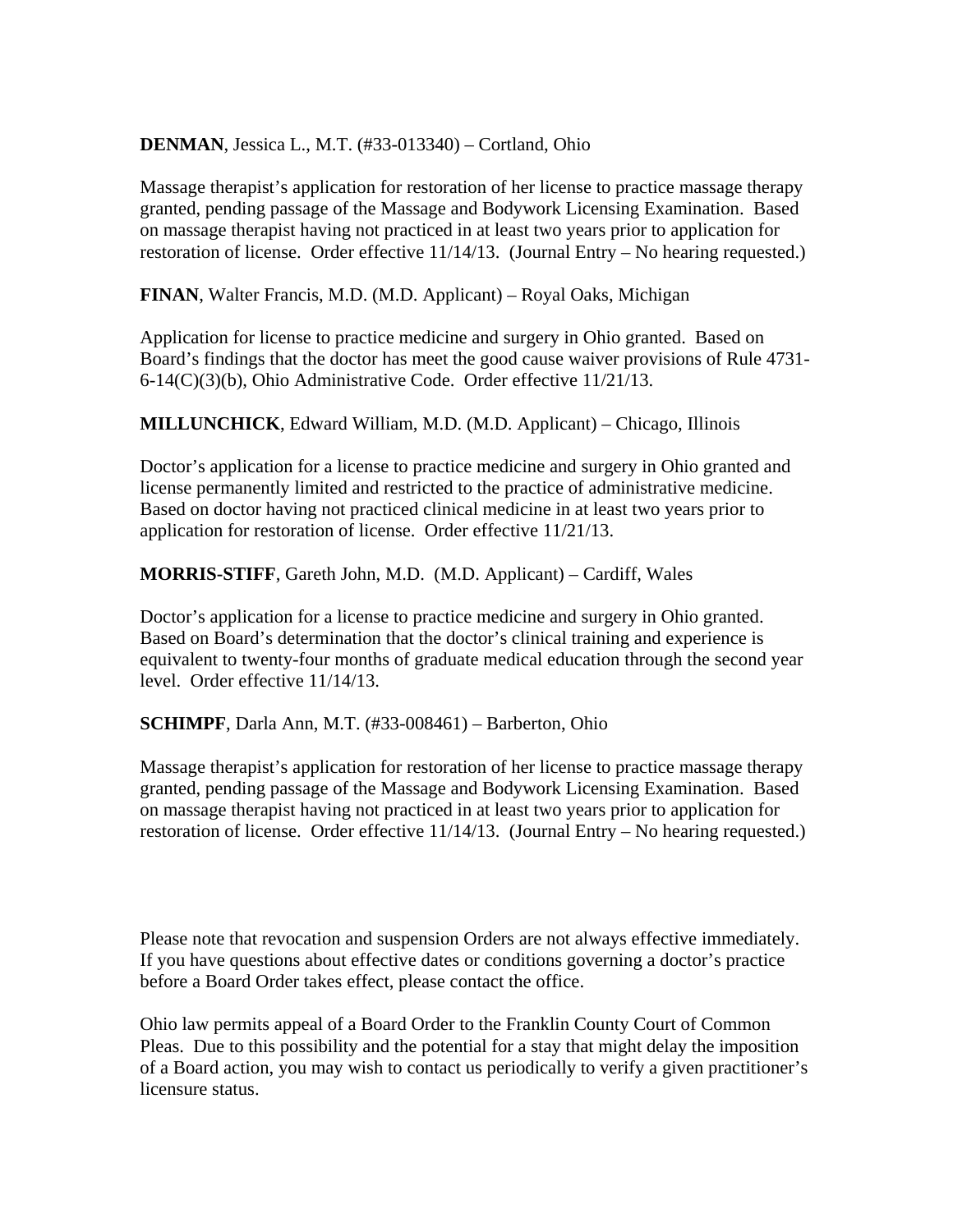**DENMAN**, Jessica L., M.T. (#33-013340) – Cortland, Ohio

Massage therapist's application for restoration of her license to practice massage therapy granted, pending passage of the Massage and Bodywork Licensing Examination. Based on massage therapist having not practiced in at least two years prior to application for restoration of license. Order effective 11/14/13. (Journal Entry – No hearing requested.)

**FINAN**, Walter Francis, M.D. (M.D. Applicant) – Royal Oaks, Michigan

Application for license to practice medicine and surgery in Ohio granted. Based on Board's findings that the doctor has meet the good cause waiver provisions of Rule 4731-6-14(C)(3)(b), Ohio Administrative Code. Order effective 11/21/13.

**MILLUNCHICK**, Edward William, M.D. (M.D. Applicant) – Chicago, Illinois

Doctor's application for a license to practice medicine and surgery in Ohio granted and license permanently limited and restricted to the practice of administrative medicine. Based on doctor having not practiced clinical medicine in at least two years prior to application for restoration of license. Order effective 11/21/13.

**MORRIS-STIFF**, Gareth John, M.D. (M.D. Applicant) – Cardiff, Wales

Doctor's application for a license to practice medicine and surgery in Ohio granted. Based on Board's determination that the doctor's clinical training and experience is equivalent to twenty-four months of graduate medical education through the second year level. Order effective 11/14/13.

**SCHIMPF**, Darla Ann, M.T. (#33-008461) – Barberton, Ohio

Massage therapist's application for restoration of her license to practice massage therapy granted, pending passage of the Massage and Bodywork Licensing Examination. Based on massage therapist having not practiced in at least two years prior to application for restoration of license. Order effective 11/14/13. (Journal Entry – No hearing requested.)

Please note that revocation and suspension Orders are not always effective immediately. If you have questions about effective dates or conditions governing a doctor's practice before a Board Order takes effect, please contact the office.

Ohio law permits appeal of a Board Order to the Franklin County Court of Common Pleas. Due to this possibility and the potential for a stay that might delay the imposition of a Board action, you may wish to contact us periodically to verify a given practitioner's licensure status.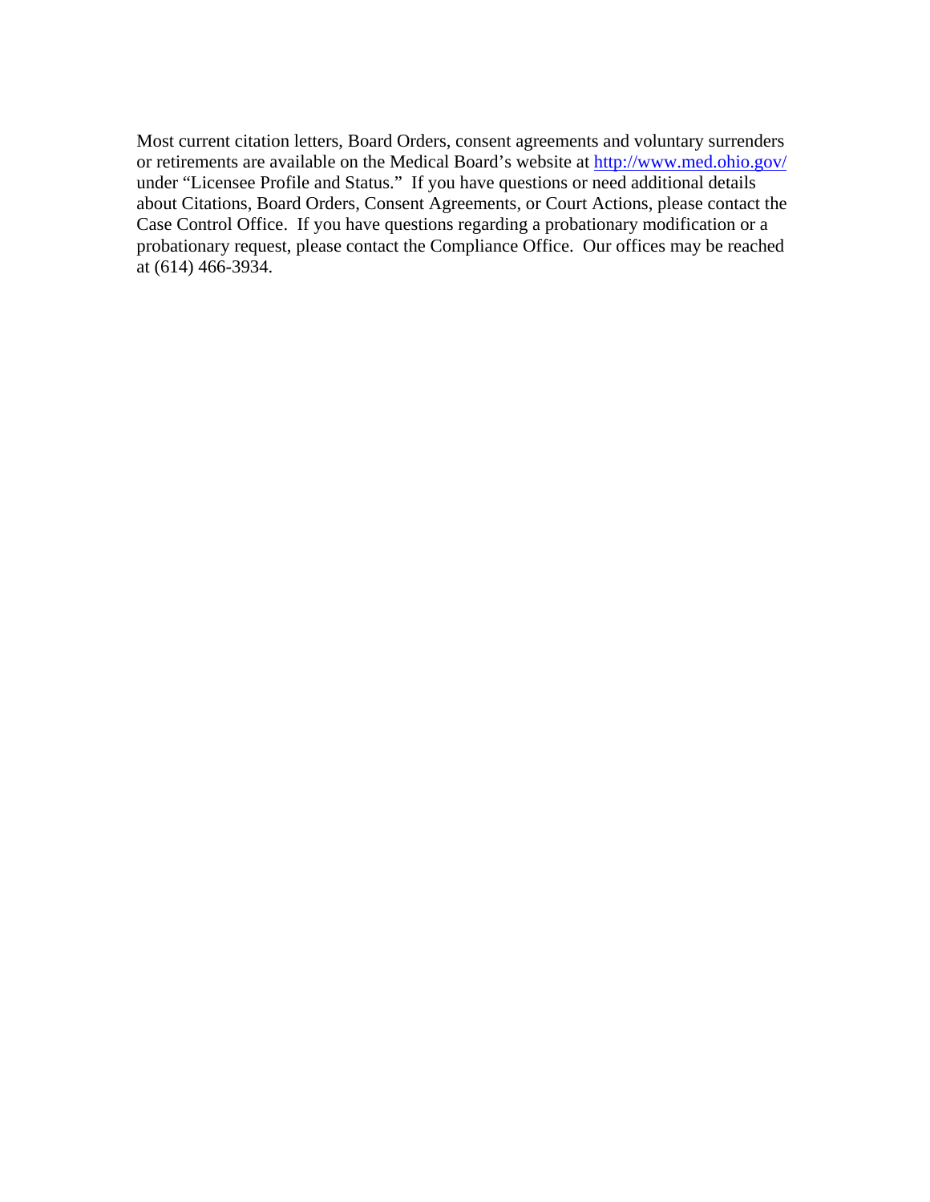Most current citation letters, Board Orders, consent agreements and voluntary surrenders or retirements are available on the Medical Board's website at [http://www.med.ohio.gov/](http://www.med.ohio.gov/) under "Licensee Profile and Status." If you have questions or need additional details about Citations, Board Orders, Consent Agreements, or Court Actions, please contact the Case Control Office. If you have questions regarding a probationary modification or a probationary request, please contact the Compliance Office. Our offices may be reached at (614) 466-3934.